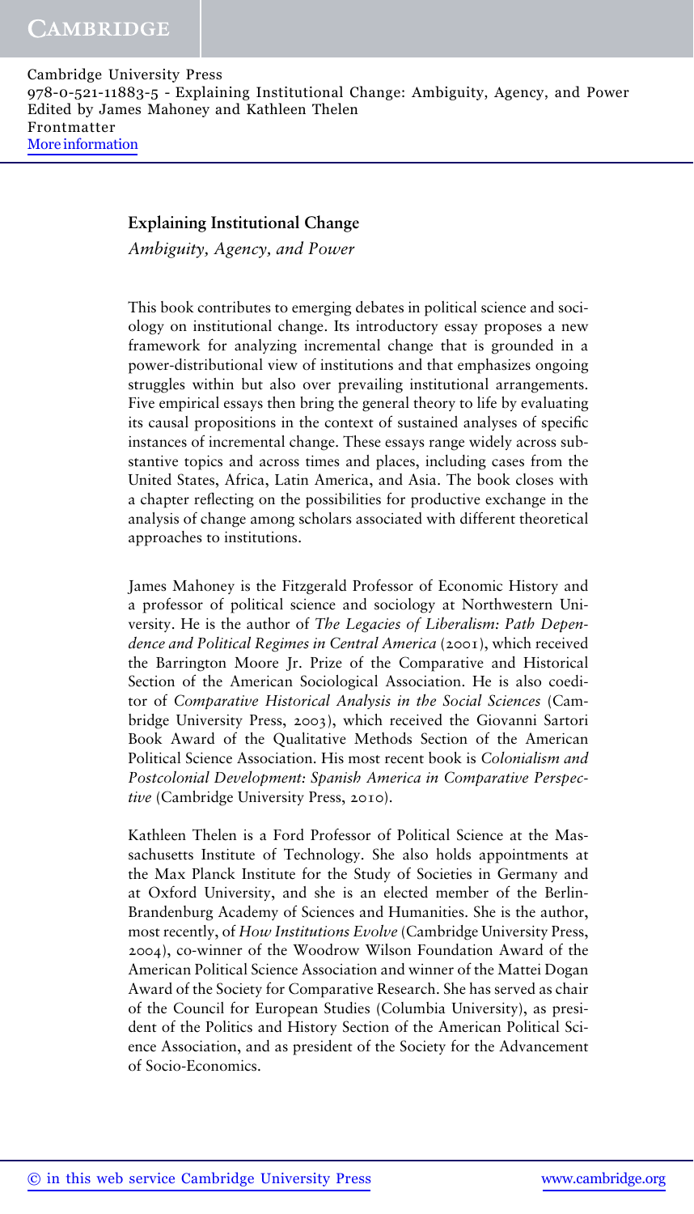# Explaining Institutional Change

*Ambiguity, Agency, and Power*

This book contributes to emerging debates in political science and sociology on institutional change. Its introductory essay proposes a new framework for analyzing incremental change that is grounded in a power-distributional view of institutions and that emphasizes ongoing struggles within but also over prevailing institutional arrangements. Five empirical essays then bring the general theory to life by evaluating its causal propositions in the context of sustained analyses of specific instances of incremental change. These essays range widely across substantive topics and across times and places, including cases from the United States, Africa, Latin America, and Asia. The book closes with a chapter reflecting on the possibilities for productive exchange in the analysis of change among scholars associated with different theoretical approaches to institutions.

James Mahoney is the Fitzgerald Professor of Economic History and a professor of political science and sociology at Northwestern University. He is the author of *The Legacies of Liberalism: Path Dependence and Political Regimes in Central America* (2001), which received the Barrington Moore Jr. Prize of the Comparative and Historical Section of the American Sociological Association. He is also coeditor of *Comparative Historical Analysis in the Social Sciences* (Cambridge University Press, 2003), which received the Giovanni Sartori Book Award of the Qualitative Methods Section of the American Political Science Association. His most recent book is *Colonialism and Postcolonial Development: Spanish America in Comparative Perspective* (Cambridge University Press, 2010).

Kathleen Thelen is a Ford Professor of Political Science at the Massachusetts Institute of Technology. She also holds appointments at the Max Planck Institute for the Study of Societies in Germany and at Oxford University, and she is an elected member of the Berlin-Brandenburg Academy of Sciences and Humanities. She is the author, most recently, of *How Institutions Evolve* (Cambridge University Press, 2004), co-winner of the Woodrow Wilson Foundation Award of the American Political Science Association and winner of the Mattei Dogan Award of the Society for Comparative Research. She has served as chair of the Council for European Studies (Columbia University), as president of the Politics and History Section of the American Political Science Association, and as president of the Society for the Advancement of Socio-Economics.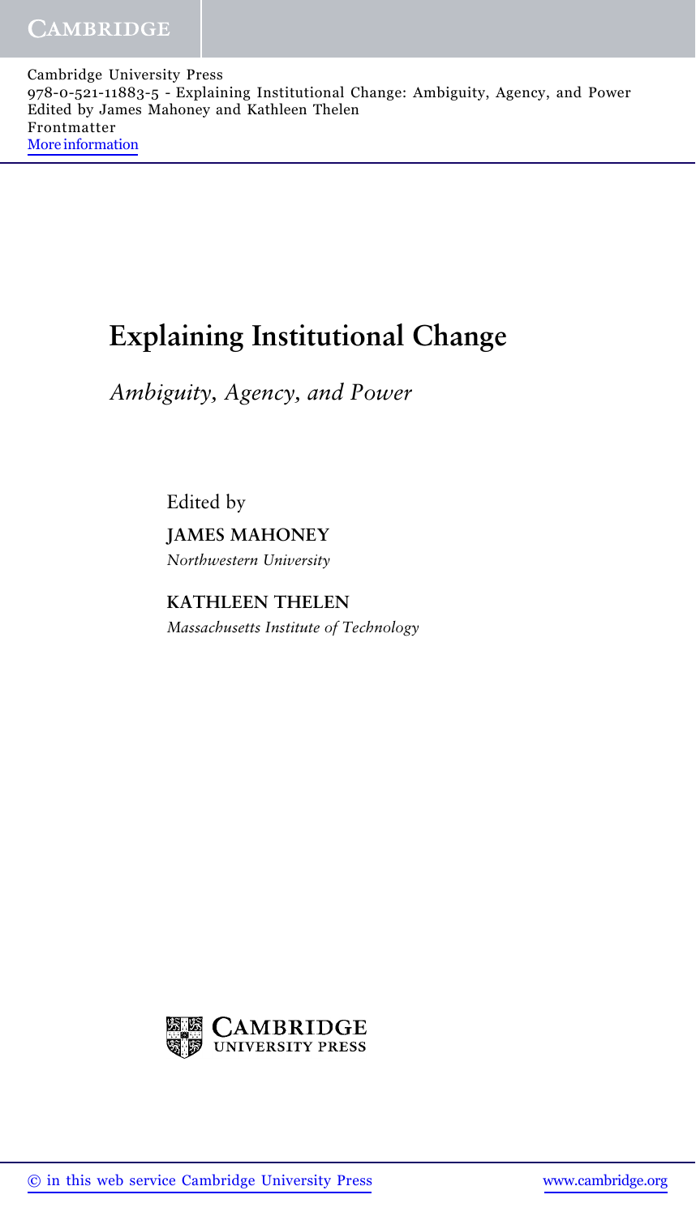# Explaining Institutional Change

*Ambiguity, Agency, and Power*

Edited by

**JAMES MAHONEY**

*Northwestern University*

**KATHLEEN THELEN**

*Massachusetts Institute of Technology*

CAMBRIDGE UNIVERSITY PRESS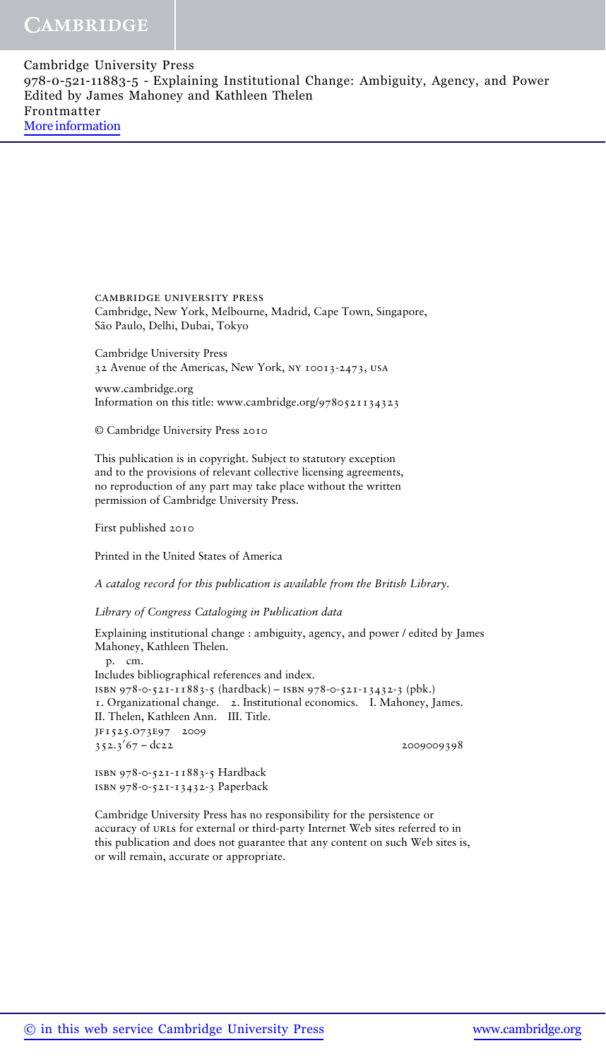CAMBRIDGE UNIVERSITY PRESS
Cambridge, New York, Melbourne, Madrid, Cape Town, Singapore,
São Paulo, Delhi, Dubai, Tokyo

Cambridge University Press
32 Avenue of the Americas, New York, NY 10013-2473, USA

www.cambridge.org
Information on this title: www.cambridge.org/9780521134323

© Cambridge University Press 2010

This publication is in copyright. Subject to statutory exception
and to the provisions of relevant collective licensing agreements,
no reproduction of any part may take place without the written
permission of Cambridge University Press.

First published 2010

Printed in the United States of America

*A catalog record for this publication is available from the British Library.*

*Library of Congress Cataloging in Publication data*

Explaining institutional change : ambiguity, agency, and power / edited by James Mahoney, Kathleen Thelen.
p. cm.
Includes bibliographical references and index.
ISBN 978-0-521-11883-5 (hardback) – ISBN 978-0-521-13432-3 (pbk.)
1. Organizational change. 2. Institutional economics. I. Mahoney, James.
II. Thelen, Kathleen Ann. III. Title.
JF1525.073E97 2009
352.3′67 – dc22 2009009398

ISBN 978-0-521-11883-5 Hardback
ISBN 978-0-521-13432-3 Paperback

Cambridge University Press has no responsibility for the persistence or
accuracy of URLs for external or third-party Internet Web sites referred to in
this publication and does not guarantee that any content on such Web sites is,
or will remain, accurate or appropriate.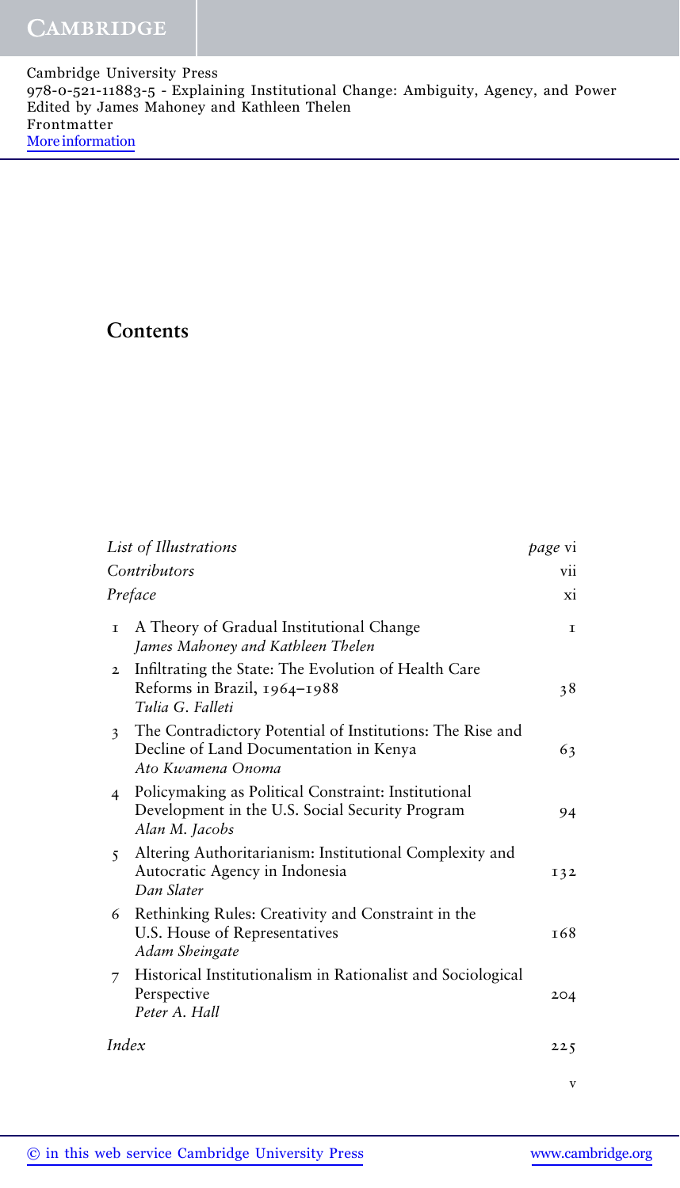# Contents

| | | |
|---|---|---|
| *List of Illustrations* | | *page* vi |
| *Contributors* | | vii |
| *Preface* | | xi |
| 1 | A Theory of Gradual Institutional Change<br>*James Mahoney and Kathleen Thelen* | 1 |
| 2 | Infiltrating the State: The Evolution of Health Care Reforms in Brazil, 1964–1988<br>*Tulia G. Falleti* | 38 |
| 3 | The Contradictory Potential of Institutions: The Rise and Decline of Land Documentation in Kenya<br>*Ato Kwamena Onoma* | 63 |
| 4 | Policymaking as Political Constraint: Institutional Development in the U.S. Social Security Program<br>*Alan M. Jacobs* | 94 |
| 5 | Altering Authoritarianism: Institutional Complexity and Autocratic Agency in Indonesia<br>*Dan Slater* | 132 |
| 6 | Rethinking Rules: Creativity and Constraint in the U.S. House of Representatives<br>*Adam Sheingate* | 168 |
| 7 | Historical Institutionalism in Rationalist and Sociological Perspective<br>*Peter A. Hall* | 204 |
| *Index* | | 225 |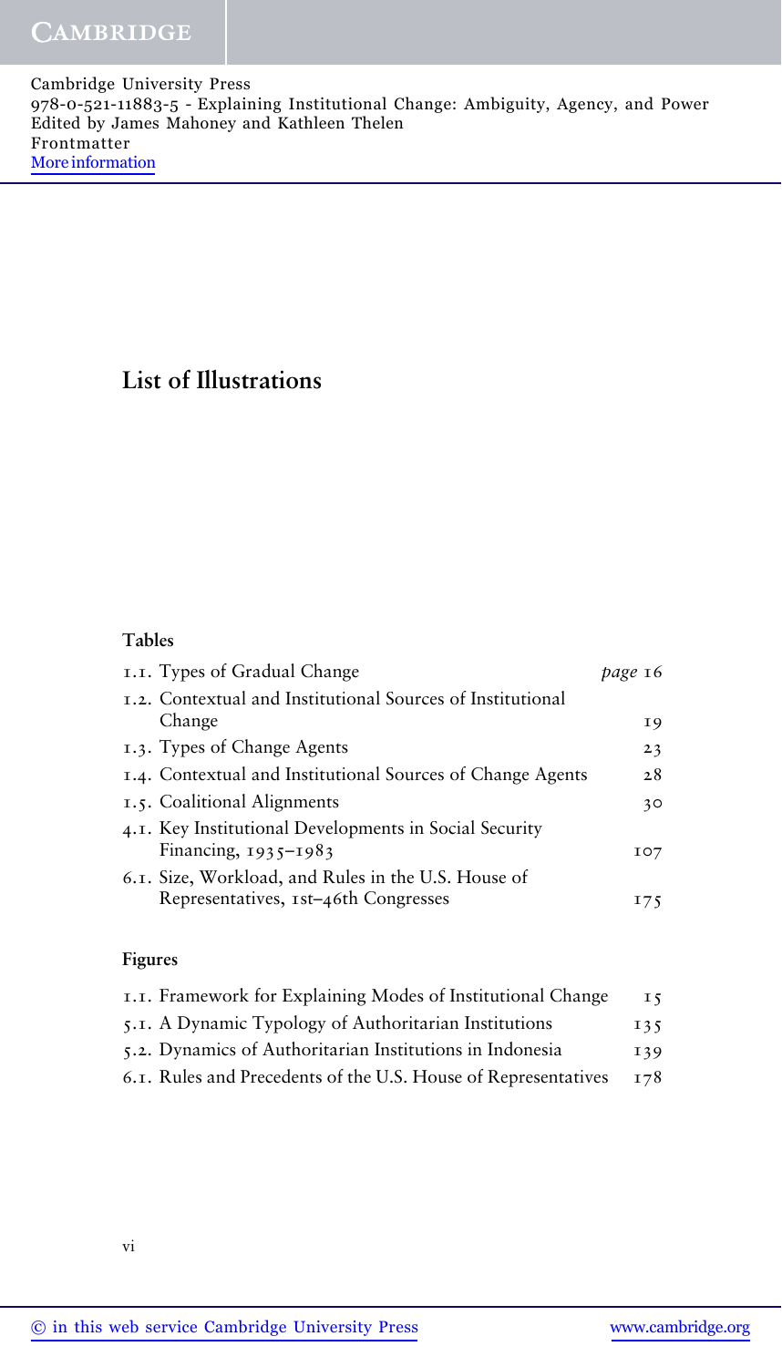# List of Illustrations

## Tables

| | |
|---|---|
| 1.1. Types of Gradual Change | *page* 16 |
| 1.2. Contextual and Institutional Sources of Institutional Change | 19 |
| 1.3. Types of Change Agents | 23 |
| 1.4. Contextual and Institutional Sources of Change Agents | 28 |
| 1.5. Coalitional Alignments | 30 |
| 4.1. Key Institutional Developments in Social Security Financing, 1935–1983 | 107 |
| 6.1. Size, Workload, and Rules in the U.S. House of Representatives, 1st–46th Congresses | 175 |

## Figures

| | |
|---|---|
| 1.1. Framework for Explaining Modes of Institutional Change | 15 |
| 5.1. A Dynamic Typology of Authoritarian Institutions | 135 |
| 5.2. Dynamics of Authoritarian Institutions in Indonesia | 139 |
| 6.1. Rules and Precedents of the U.S. House of Representatives | 178 |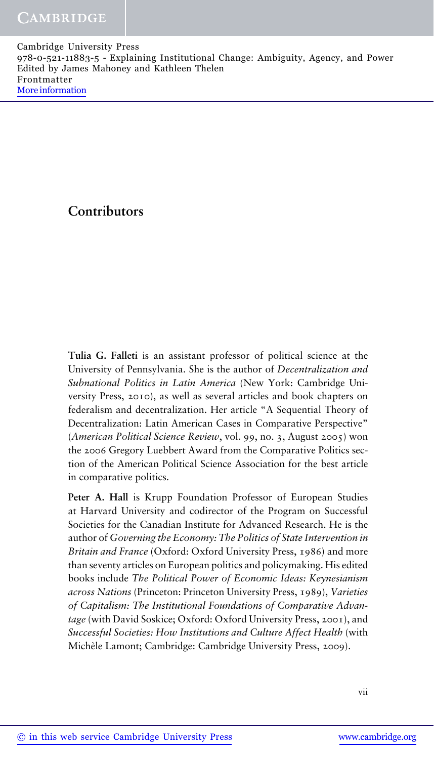# Contributors

**Tulia G. Falleti** is an assistant professor of political science at the University of Pennsylvania. She is the author of *Decentralization and Subnational Politics in Latin America* (New York: Cambridge University Press, 2010), as well as several articles and book chapters on federalism and decentralization. Her article "A Sequential Theory of Decentralization: Latin American Cases in Comparative Perspective" (*American Political Science Review*, vol. 99, no. 3, August 2005) won the 2006 Gregory Luebbert Award from the Comparative Politics section of the American Political Science Association for the best article in comparative politics.

**Peter A. Hall** is Krupp Foundation Professor of European Studies at Harvard University and codirector of the Program on Successful Societies for the Canadian Institute for Advanced Research. He is the author of *Governing the Economy: The Politics of State Intervention in Britain and France* (Oxford: Oxford University Press, 1986) and more than seventy articles on European politics and policymaking. His edited books include *The Political Power of Economic Ideas: Keynesianism across Nations* (Princeton: Princeton University Press, 1989), *Varieties of Capitalism: The Institutional Foundations of Comparative Advantage* (with David Soskice; Oxford: Oxford University Press, 2001), and *Successful Societies: How Institutions and Culture Affect Health* (with Michèle Lamont; Cambridge: Cambridge University Press, 2009).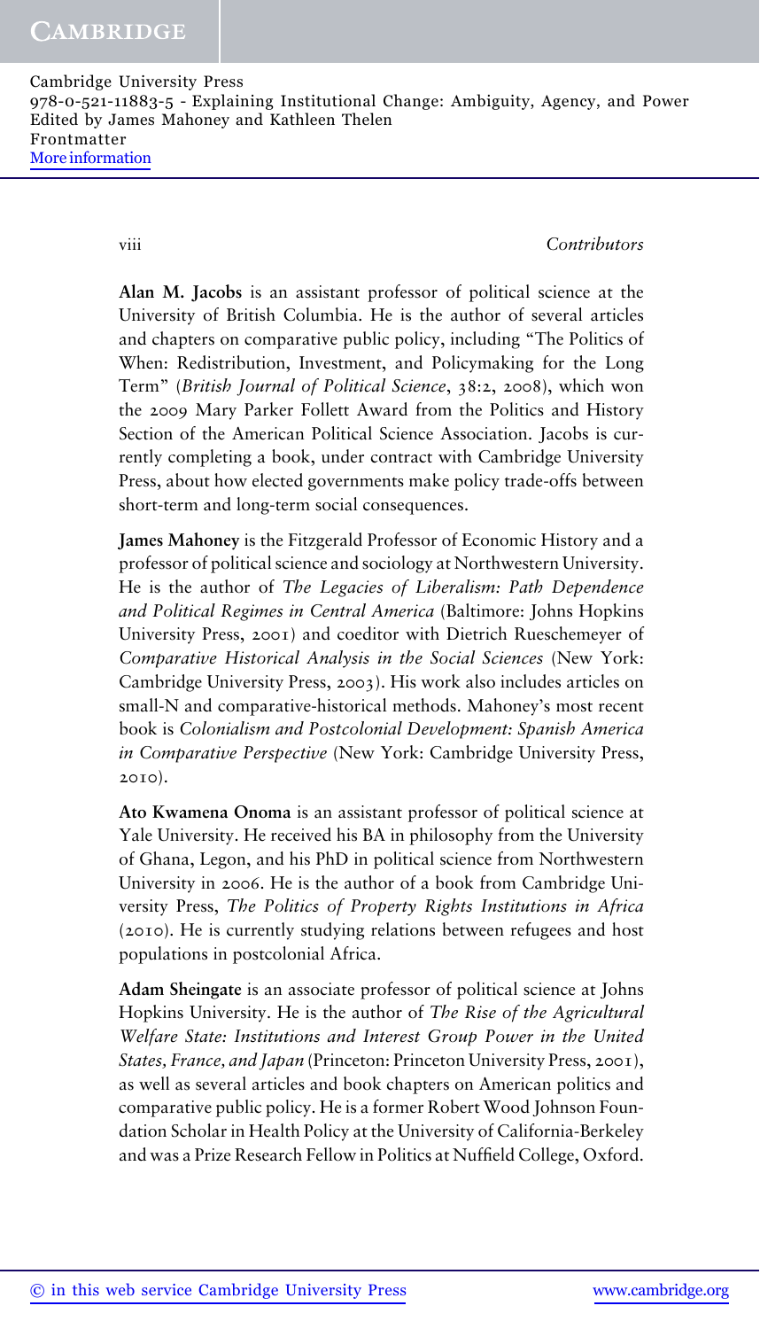**Alan M. Jacobs** is an assistant professor of political science at the University of British Columbia. He is the author of several articles and chapters on comparative public policy, including "The Politics of When: Redistribution, Investment, and Policymaking for the Long Term" (*British Journal of Political Science*, 38:2, 2008), which won the 2009 Mary Parker Follett Award from the Politics and History Section of the American Political Science Association. Jacobs is currently completing a book, under contract with Cambridge University Press, about how elected governments make policy trade-offs between short-term and long-term social consequences.

**James Mahoney** is the Fitzgerald Professor of Economic History and a professor of political science and sociology at Northwestern University. He is the author of *The Legacies of Liberalism: Path Dependence and Political Regimes in Central America* (Baltimore: Johns Hopkins University Press, 2001) and coeditor with Dietrich Rueschemeyer of *Comparative Historical Analysis in the Social Sciences* (New York: Cambridge University Press, 2003). His work also includes articles on small-N and comparative-historical methods. Mahoney's most recent book is *Colonialism and Postcolonial Development: Spanish America in Comparative Perspective* (New York: Cambridge University Press, 2010).

**Ato Kwamena Onoma** is an assistant professor of political science at Yale University. He received his BA in philosophy from the University of Ghana, Legon, and his PhD in political science from Northwestern University in 2006. He is the author of a book from Cambridge University Press, *The Politics of Property Rights Institutions in Africa* (2010). He is currently studying relations between refugees and host populations in postcolonial Africa.

**Adam Sheingate** is an associate professor of political science at Johns Hopkins University. He is the author of *The Rise of the Agricultural Welfare State: Institutions and Interest Group Power in the United States, France, and Japan* (Princeton: Princeton University Press, 2001), as well as several articles and book chapters on American politics and comparative public policy. He is a former Robert Wood Johnson Foundation Scholar in Health Policy at the University of California-Berkeley and was a Prize Research Fellow in Politics at Nuffield College, Oxford.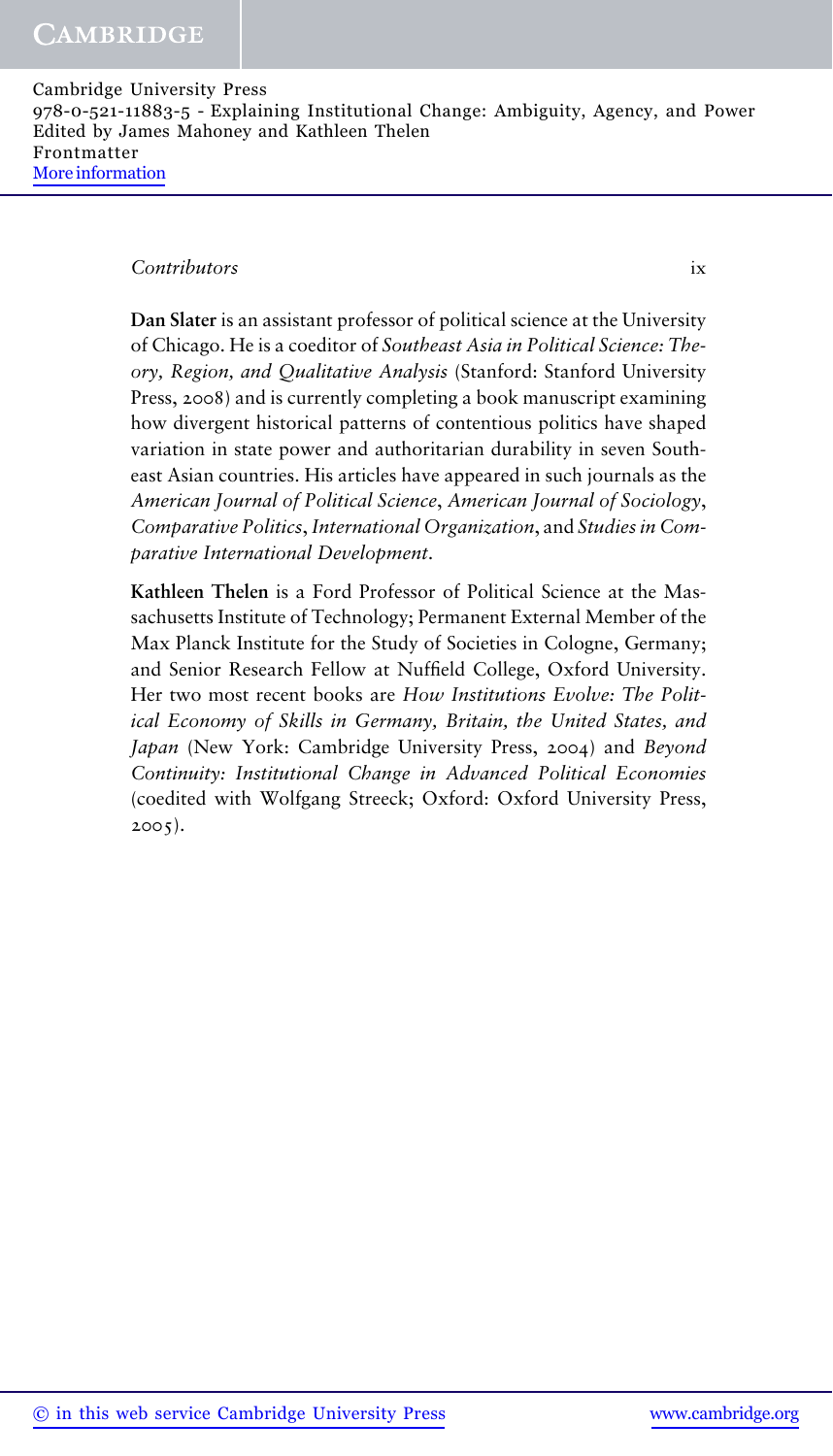**Dan Slater** is an assistant professor of political science at the University of Chicago. He is a coeditor of *Southeast Asia in Political Science: Theory, Region, and Qualitative Analysis* (Stanford: Stanford University Press, 2008) and is currently completing a book manuscript examining how divergent historical patterns of contentious politics have shaped variation in state power and authoritarian durability in seven Southeast Asian countries. His articles have appeared in such journals as the *American Journal of Political Science*, *American Journal of Sociology*, *Comparative Politics*, *International Organization*, and *Studies in Comparative International Development*.

**Kathleen Thelen** is a Ford Professor of Political Science at the Massachusetts Institute of Technology; Permanent External Member of the Max Planck Institute for the Study of Societies in Cologne, Germany; and Senior Research Fellow at Nuffield College, Oxford University. Her two most recent books are *How Institutions Evolve: The Political Economy of Skills in Germany, Britain, the United States, and Japan* (New York: Cambridge University Press, 2004) and *Beyond Continuity: Institutional Change in Advanced Political Economies* (coedited with Wolfgang Streeck; Oxford: Oxford University Press, 2005).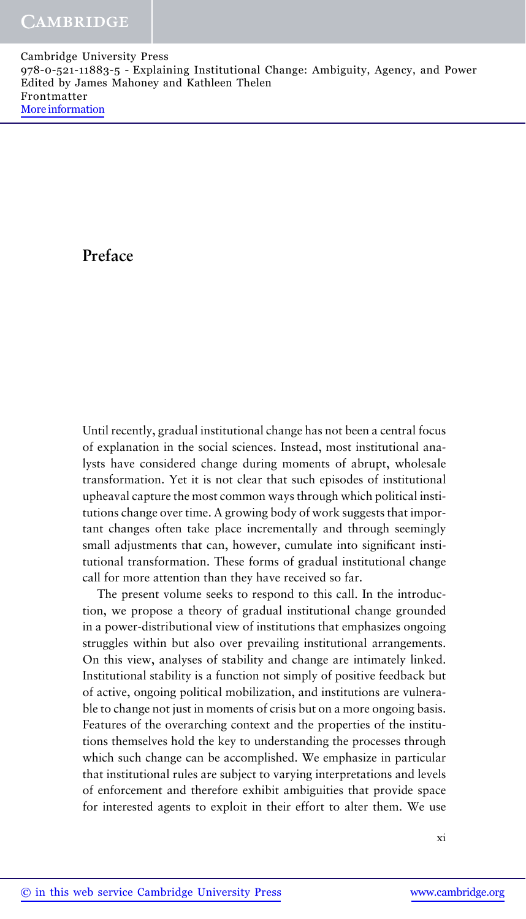# Preface

Until recently, gradual institutional change has not been a central focus of explanation in the social sciences. Instead, most institutional analysts have considered change during moments of abrupt, wholesale transformation. Yet it is not clear that such episodes of institutional upheaval capture the most common ways through which political institutions change over time. A growing body of work suggests that important changes often take place incrementally and through seemingly small adjustments that can, however, cumulate into significant institutional transformation. These forms of gradual institutional change call for more attention than they have received so far.

The present volume seeks to respond to this call. In the introduction, we propose a theory of gradual institutional change grounded in a power-distributional view of institutions that emphasizes ongoing struggles within but also over prevailing institutional arrangements. On this view, analyses of stability and change are intimately linked. Institutional stability is a function not simply of positive feedback but of active, ongoing political mobilization, and institutions are vulnerable to change not just in moments of crisis but on a more ongoing basis. Features of the overarching context and the properties of the institutions themselves hold the key to understanding the processes through which such change can be accomplished. We emphasize in particular that institutional rules are subject to varying interpretations and levels of enforcement and therefore exhibit ambiguities that provide space for interested agents to exploit in their effort to alter them. We use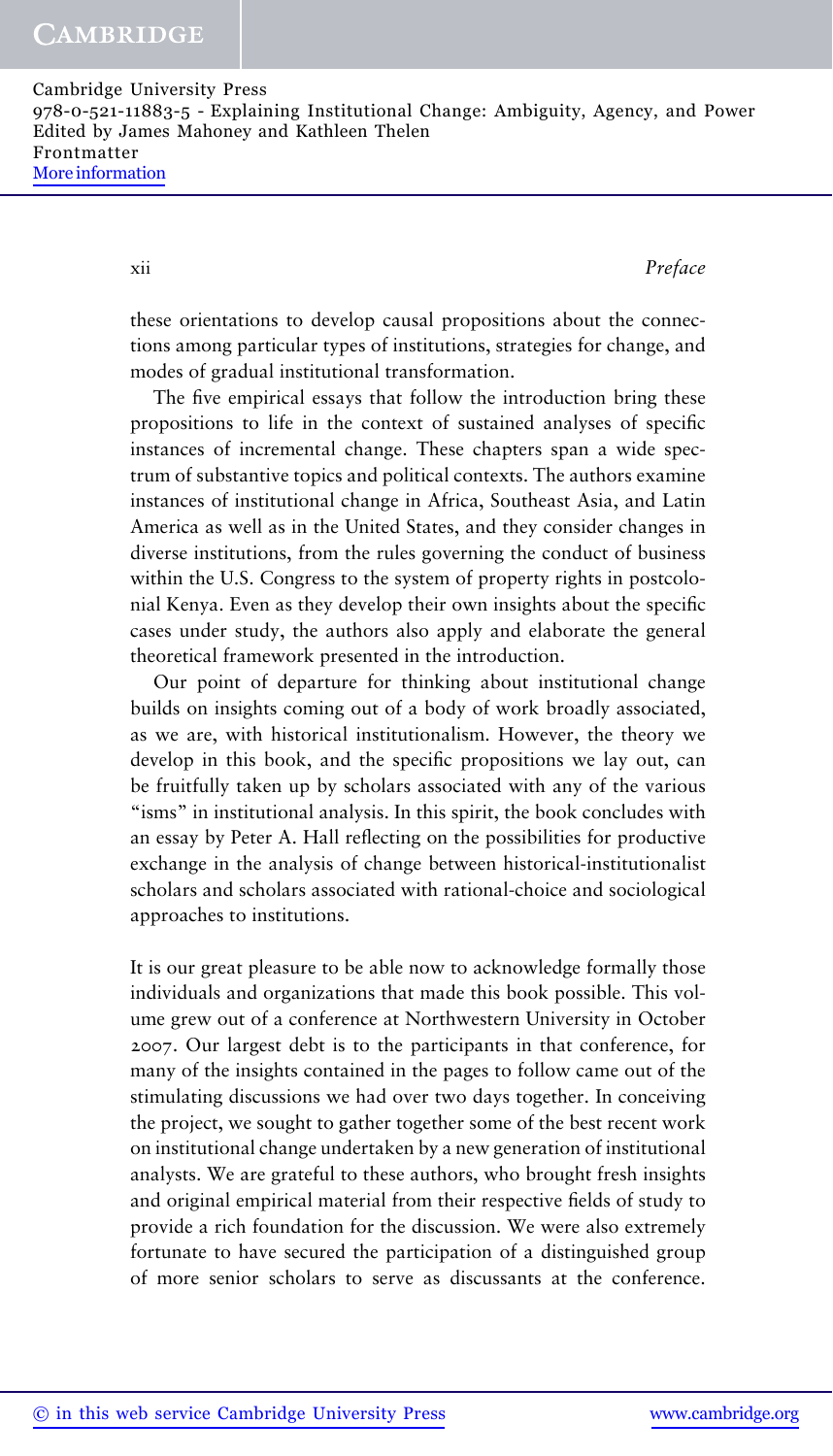these orientations to develop causal propositions about the connections among particular types of institutions, strategies for change, and modes of gradual institutional transformation.

The five empirical essays that follow the introduction bring these propositions to life in the context of sustained analyses of specific instances of incremental change. These chapters span a wide spectrum of substantive topics and political contexts. The authors examine instances of institutional change in Africa, Southeast Asia, and Latin America as well as in the United States, and they consider changes in diverse institutions, from the rules governing the conduct of business within the U.S. Congress to the system of property rights in postcolonial Kenya. Even as they develop their own insights about the specific cases under study, the authors also apply and elaborate the general theoretical framework presented in the introduction.

Our point of departure for thinking about institutional change builds on insights coming out of a body of work broadly associated, as we are, with historical institutionalism. However, the theory we develop in this book, and the specific propositions we lay out, can be fruitfully taken up by scholars associated with any of the various "isms" in institutional analysis. In this spirit, the book concludes with an essay by Peter A. Hall reflecting on the possibilities for productive exchange in the analysis of change between historical-institutionalist scholars and scholars associated with rational-choice and sociological approaches to institutions.

It is our great pleasure to be able now to acknowledge formally those individuals and organizations that made this book possible. This volume grew out of a conference at Northwestern University in October 2007. Our largest debt is to the participants in that conference, for many of the insights contained in the pages to follow came out of the stimulating discussions we had over two days together. In conceiving the project, we sought to gather together some of the best recent work on institutional change undertaken by a new generation of institutional analysts. We are grateful to these authors, who brought fresh insights and original empirical material from their respective fields of study to provide a rich foundation for the discussion. We were also extremely fortunate to have secured the participation of a distinguished group of more senior scholars to serve as discussants at the conference.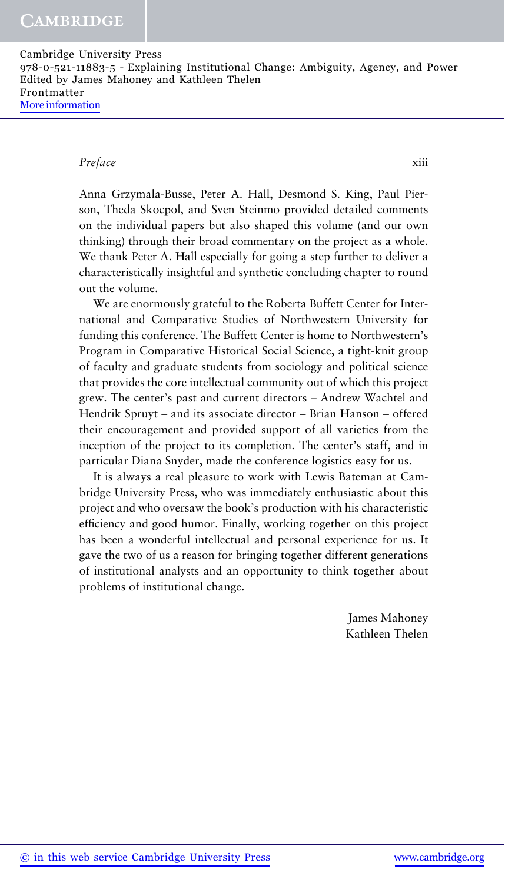Anna Grzymala-Busse, Peter A. Hall, Desmond S. King, Paul Pierson, Theda Skocpol, and Sven Steinmo provided detailed comments on the individual papers but also shaped this volume (and our own thinking) through their broad commentary on the project as a whole. We thank Peter A. Hall especially for going a step further to deliver a characteristically insightful and synthetic concluding chapter to round out the volume.

We are enormously grateful to the Roberta Buffett Center for International and Comparative Studies of Northwestern University for funding this conference. The Buffett Center is home to Northwestern's Program in Comparative Historical Social Science, a tight-knit group of faculty and graduate students from sociology and political science that provides the core intellectual community out of which this project grew. The center's past and current directors – Andrew Wachtel and Hendrik Spruyt – and its associate director – Brian Hanson – offered their encouragement and provided support of all varieties from the inception of the project to its completion. The center's staff, and in particular Diana Snyder, made the conference logistics easy for us.

It is always a real pleasure to work with Lewis Bateman at Cambridge University Press, who was immediately enthusiastic about this project and who oversaw the book's production with his characteristic efficiency and good humor. Finally, working together on this project has been a wonderful intellectual and personal experience for us. It gave the two of us a reason for bringing together different generations of institutional analysts and an opportunity to think together about problems of institutional change.

James Mahoney
Kathleen Thelen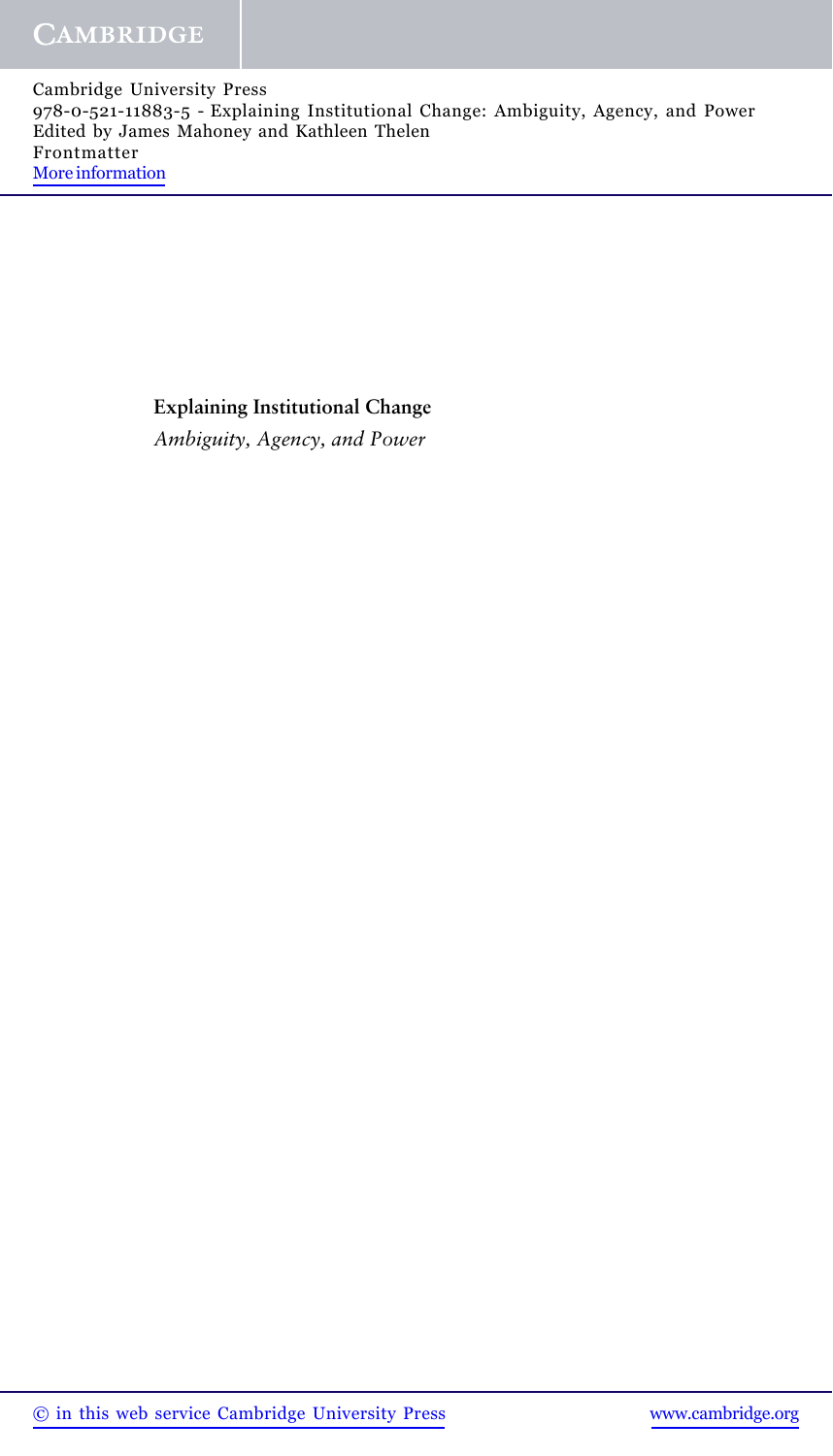**Explaining Institutional Change**

*Ambiguity, Agency, and Power*